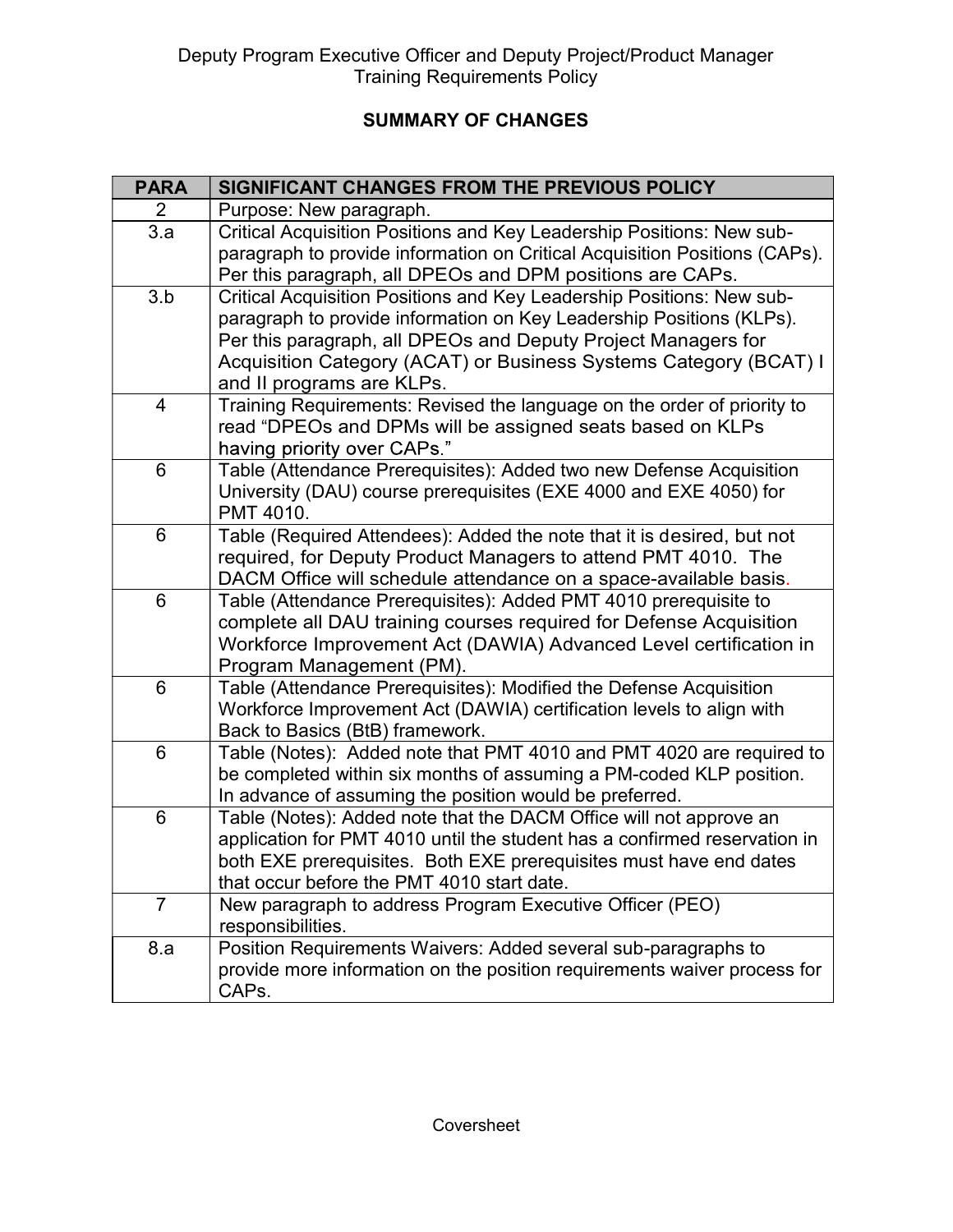Deputy Program Executive Officer and Deputy Project/Product Manager
Training Requirements Policy

**SUMMARY OF CHANGES**

| PARA | SIGNIFICANT CHANGES FROM THE PREVIOUS POLICY |
|---|---|
| 2 | Purpose: New paragraph. |
| 3.a | Critical Acquisition Positions and Key Leadership Positions: New sub-paragraph to provide information on Critical Acquisition Positions (CAPs). Per this paragraph, all DPEOs and DPM positions are CAPs. |
| 3.b | Critical Acquisition Positions and Key Leadership Positions: New sub-paragraph to provide information on Key Leadership Positions (KLPs). Per this paragraph, all DPEOs and Deputy Project Managers for Acquisition Category (ACAT) or Business Systems Category (BCAT) I and II programs are KLPs. |
| 4 | Training Requirements: Revised the language on the order of priority to read "DPEOs and DPMs will be assigned seats based on KLPs having priority over CAPs." |
| 6 | Table (Attendance Prerequisites): Added two new Defense Acquisition University (DAU) course prerequisites (EXE 4000 and EXE 4050) for PMT 4010. |
| 6 | Table (Required Attendees): Added the note that it is desired, but not required, for Deputy Product Managers to attend PMT 4010. The DACM Office will schedule attendance on a space-available basis. |
| 6 | Table (Attendance Prerequisites): Added PMT 4010 prerequisite to complete all DAU training courses required for Defense Acquisition Workforce Improvement Act (DAWIA) Advanced Level certification in Program Management (PM). |
| 6 | Table (Attendance Prerequisites): Modified the Defense Acquisition Workforce Improvement Act (DAWIA) certification levels to align with Back to Basics (BtB) framework. |
| 6 | Table (Notes): Added note that PMT 4010 and PMT 4020 are required to be completed within six months of assuming a PM-coded KLP position. In advance of assuming the position would be preferred. |
| 6 | Table (Notes): Added note that the DACM Office will not approve an application for PMT 4010 until the student has a confirmed reservation in both EXE prerequisites. Both EXE prerequisites must have end dates that occur before the PMT 4010 start date. |
| 7 | New paragraph to address Program Executive Officer (PEO) responsibilities. |
| 8.a | Position Requirements Waivers: Added several sub-paragraphs to provide more information on the position requirements waiver process for CAPs. |

Coversheet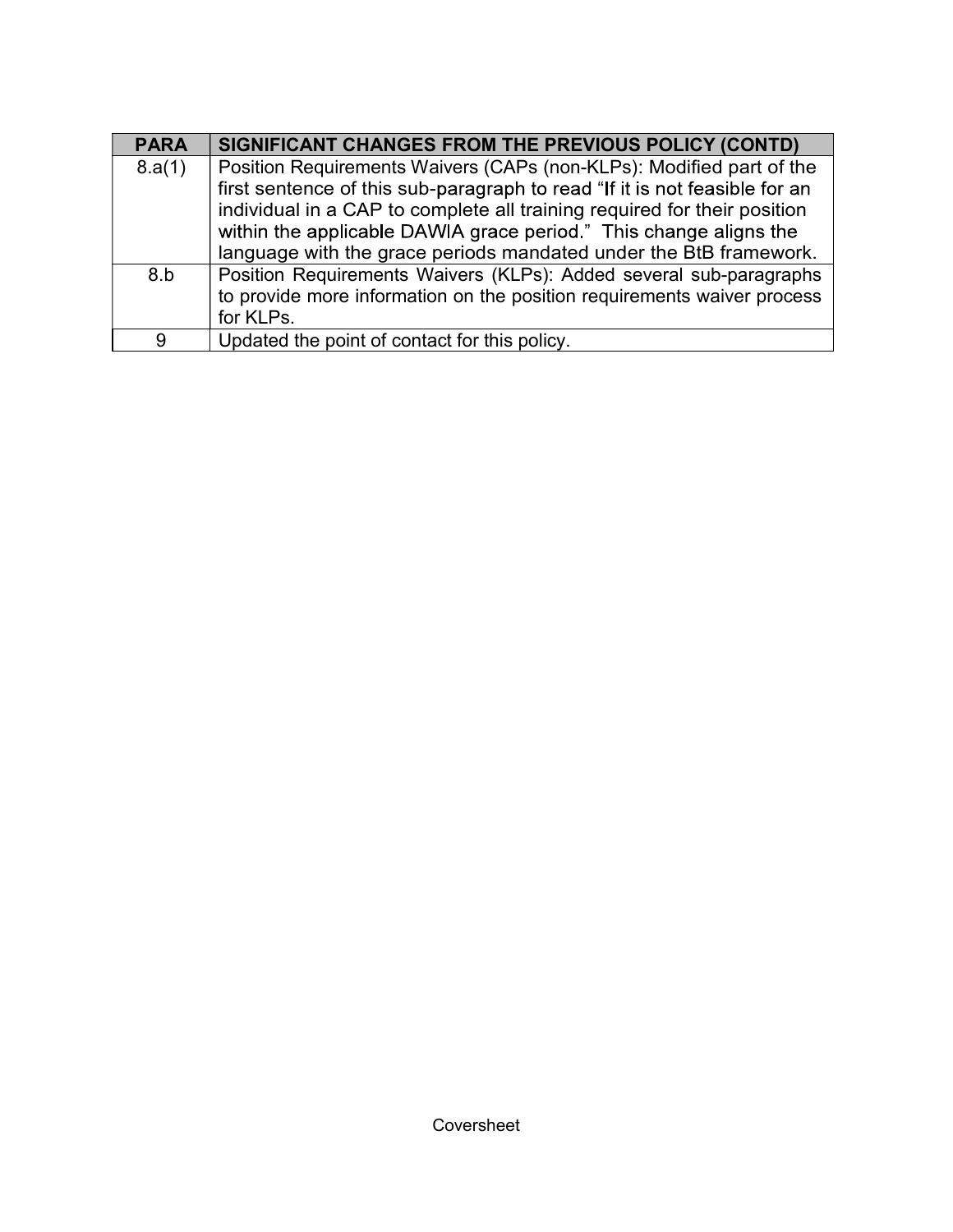| PARA | SIGNIFICANT CHANGES FROM THE PREVIOUS POLICY (CONTD) |
|---|---|
| 8.a(1) | Position Requirements Waivers (CAPs (non-KLPs): Modified part of the first sentence of this sub-paragraph to read "If it is not feasible for an individual in a CAP to complete all training required for their position within the applicable DAWIA grace period." This change aligns the language with the grace periods mandated under the BtB framework. |
| 8.b | Position Requirements Waivers (KLPs): Added several sub-paragraphs to provide more information on the position requirements waiver process for KLPs. |
| 9 | Updated the point of contact for this policy. |

Coversheet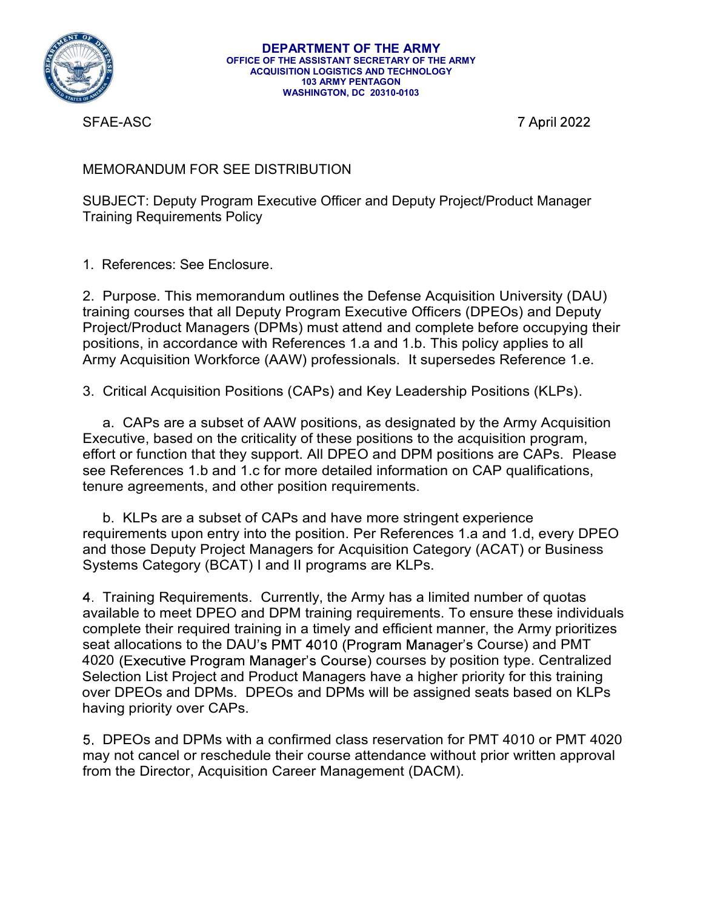**DEPARTMENT OF THE ARMY**
**OFFICE OF THE ASSISTANT SECRETARY OF THE ARMY**
**ACQUISITION LOGISTICS AND TECHNOLOGY**
**103 ARMY PENTAGON**
**WASHINGTON, DC 20310-0103**

SFAE-ASC 7 April 2022

MEMORANDUM FOR SEE DISTRIBUTION

SUBJECT: Deputy Program Executive Officer and Deputy Project/Product Manager Training Requirements Policy

1. References: See Enclosure.

2. Purpose. This memorandum outlines the Defense Acquisition University (DAU) training courses that all Deputy Program Executive Officers (DPEOs) and Deputy Project/Product Managers (DPMs) must attend and complete before occupying their positions, in accordance with References 1.a and 1.b. This policy applies to all Army Acquisition Workforce (AAW) professionals. It supersedes Reference 1.e.

3. Critical Acquisition Positions (CAPs) and Key Leadership Positions (KLPs).

   a. CAPs are a subset of AAW positions, as designated by the Army Acquisition Executive, based on the criticality of these positions to the acquisition program, effort or function that they support. All DPEO and DPM positions are CAPs. Please see References 1.b and 1.c for more detailed information on CAP qualifications, tenure agreements, and other position requirements.

   b. KLPs are a subset of CAPs and have more stringent experience requirements upon entry into the position. Per References 1.a and 1.d, every DPEO and those Deputy Project Managers for Acquisition Category (ACAT) or Business Systems Category (BCAT) I and II programs are KLPs.

4. Training Requirements. Currently, the Army has a limited number of quotas available to meet DPEO and DPM training requirements. To ensure these individuals complete their required training in a timely and efficient manner, the Army prioritizes seat allocations to the DAU's PMT 4010 (Program Manager's Course) and PMT 4020 (Executive Program Manager's Course) courses by position type. Centralized Selection List Project and Product Managers have a higher priority for this training over DPEOs and DPMs. DPEOs and DPMs will be assigned seats based on KLPs having priority over CAPs.

5. DPEOs and DPMs with a confirmed class reservation for PMT 4010 or PMT 4020 may not cancel or reschedule their course attendance without prior written approval from the Director, Acquisition Career Management (DACM).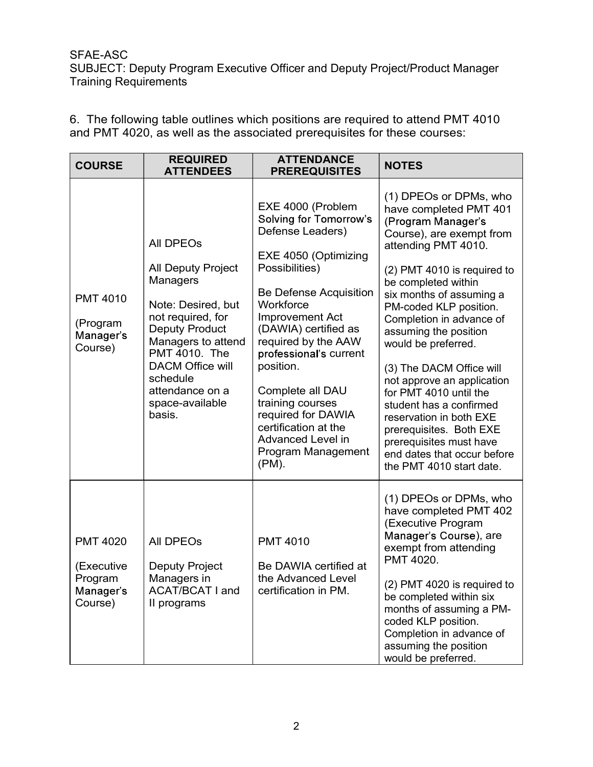SFAE-ASC
SUBJECT: Deputy Program Executive Officer and Deputy Project/Product Manager Training Requirements

6. The following table outlines which positions are required to attend PMT 4010 and PMT 4020, as well as the associated prerequisites for these courses:

| COURSE | REQUIRED ATTENDEES | ATTENDANCE PREREQUISITES | NOTES |
|---|---|---|---|
| PMT 4010<br><br>(Program Manager's Course) | All DPEOs<br><br>All Deputy Project Managers<br><br>Note: Desired, but not required, for Deputy Product Managers to attend PMT 4010. The DACM Office will schedule attendance on a space-available basis. | EXE 4000 (Problem Solving for Tomorrow's Defense Leaders)<br><br>EXE 4050 (Optimizing Possibilities)<br><br>Be Defense Acquisition Workforce Improvement Act (DAWIA) certified as required by the AAW professional's current position.<br><br>Complete all DAU training courses required for DAWIA certification at the Advanced Level in Program Management (PM). | (1) DPEOs or DPMs, who have completed PMT 401 (Program Manager's Course), are exempt from attending PMT 4010.<br><br>(2) PMT 4010 is required to be completed within six months of assuming a PM-coded KLP position. Completion in advance of assuming the position would be preferred.<br><br>(3) The DACM Office will not approve an application for PMT 4010 until the student has a confirmed reservation in both EXE prerequisites. Both EXE prerequisites must have end dates that occur before the PMT 4010 start date. |
| PMT 4020<br><br>(Executive Program Manager's Course) | All DPEOs<br><br>Deputy Project Managers in ACAT/BCAT I and II programs | PMT 4010<br><br>Be DAWIA certified at the Advanced Level certification in PM. | (1) DPEOs or DPMs, who have completed PMT 402 (Executive Program Manager's Course), are exempt from attending PMT 4020.<br><br>(2) PMT 4020 is required to be completed within six months of assuming a PM-coded KLP position. Completion in advance of assuming the position would be preferred. |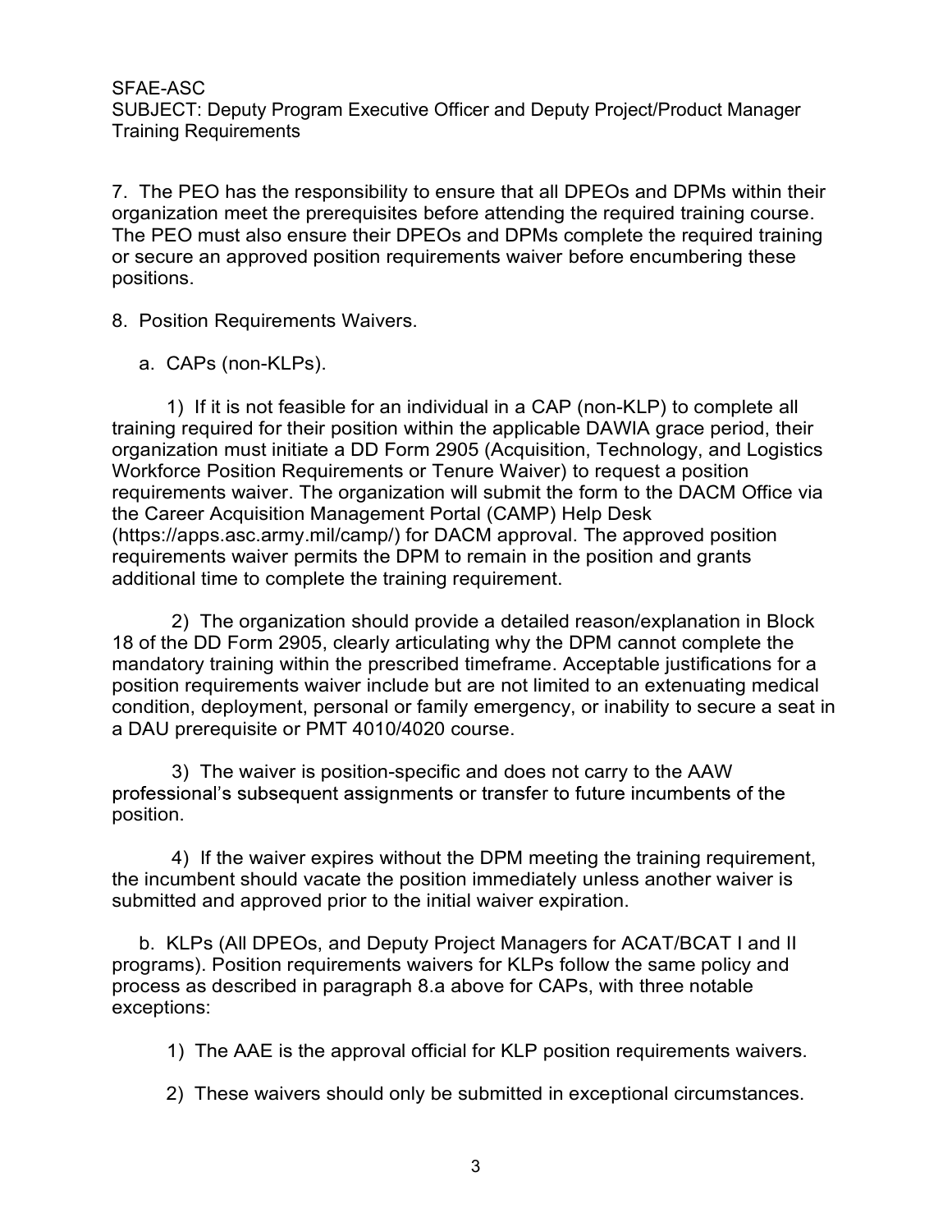7. The PEO has the responsibility to ensure that all DPEOs and DPMs within their organization meet the prerequisites before attending the required training course. The PEO must also ensure their DPEOs and DPMs complete the required training or secure an approved position requirements waiver before encumbering these positions.

8. Position Requirements Waivers.

a. CAPs (non-KLPs).

1) If it is not feasible for an individual in a CAP (non-KLP) to complete all training required for their position within the applicable DAWIA grace period, their organization must initiate a DD Form 2905 (Acquisition, Technology, and Logistics Workforce Position Requirements or Tenure Waiver) to request a position requirements waiver. The organization will submit the form to the DACM Office via the Career Acquisition Management Portal (CAMP) Help Desk (https://apps.asc.army.mil/camp/) for DACM approval. The approved position requirements waiver permits the DPM to remain in the position and grants additional time to complete the training requirement.

2) The organization should provide a detailed reason/explanation in Block 18 of the DD Form 2905, clearly articulating why the DPM cannot complete the mandatory training within the prescribed timeframe. Acceptable justifications for a position requirements waiver include but are not limited to an extenuating medical condition, deployment, personal or family emergency, or inability to secure a seat in a DAU prerequisite or PMT 4010/4020 course.

3) The waiver is position-specific and does not carry to the AAW professional's subsequent assignments or transfer to future incumbents of the position.

4) If the waiver expires without the DPM meeting the training requirement, the incumbent should vacate the position immediately unless another waiver is submitted and approved prior to the initial waiver expiration.

b. KLPs (All DPEOs, and Deputy Project Managers for ACAT/BCAT I and II programs). Position requirements waivers for KLPs follow the same policy and process as described in paragraph 8.a above for CAPs, with three notable exceptions:

1) The AAE is the approval official for KLP position requirements waivers.

2) These waivers should only be submitted in exceptional circumstances.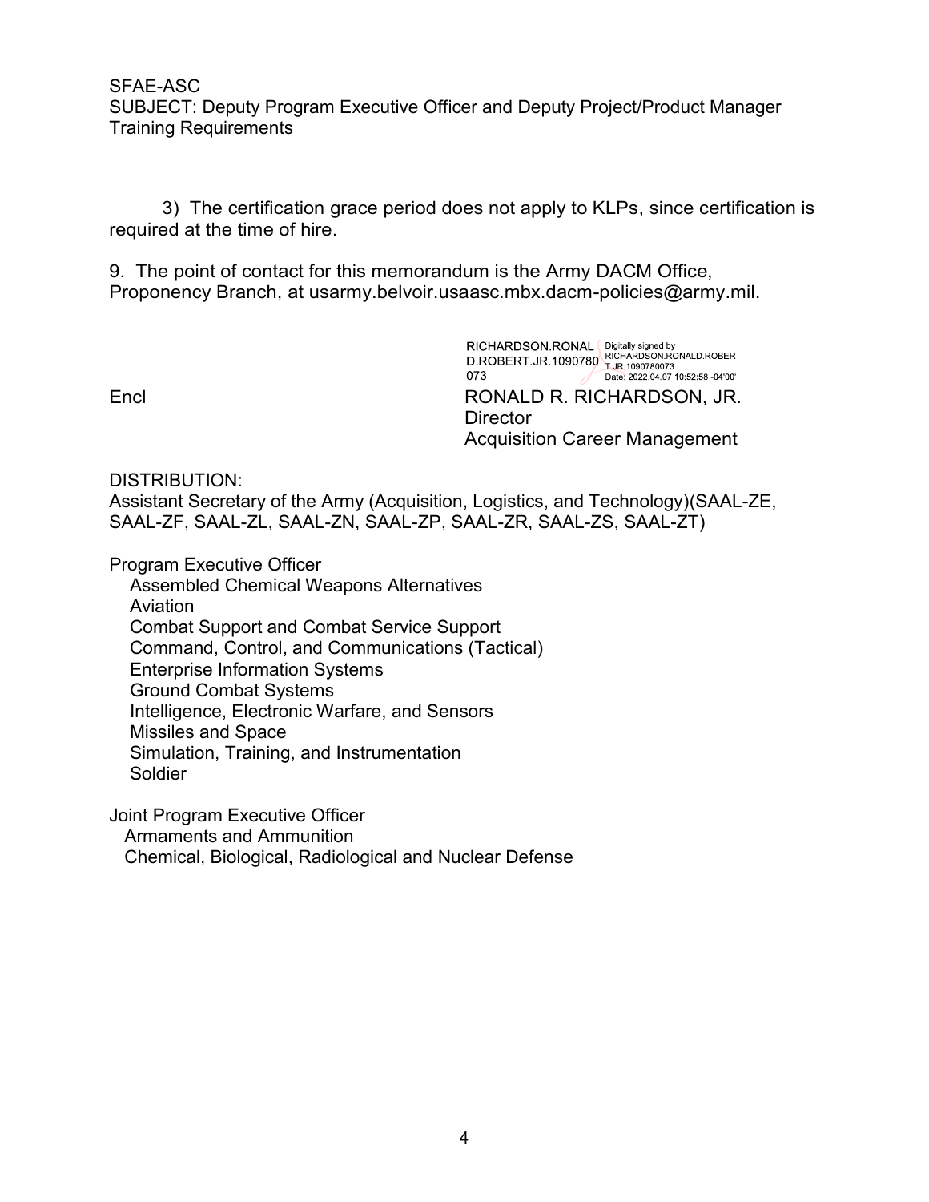SFAE-ASC
SUBJECT: Deputy Program Executive Officer and Deputy Project/Product Manager Training Requirements

3) The certification grace period does not apply to KLPs, since certification is required at the time of hire.

9. The point of contact for this memorandum is the Army DACM Office, Proponency Branch, at usarmy.belvoir.usaasc.mbx.dacm-policies@army.mil.

RICHARDSON.RONALD.ROBERT.JR.1090780073 Digitally signed by RICHARDSON.RONALD.ROBERT.JR.1090780073 Date: 2022.04.07 10:52:58 -04'00'

Encl

RONALD R. RICHARDSON, JR.
Director
Acquisition Career Management

DISTRIBUTION:
Assistant Secretary of the Army (Acquisition, Logistics, and Technology)(SAAL-ZE, SAAL-ZF, SAAL-ZL, SAAL-ZN, SAAL-ZP, SAAL-ZR, SAAL-ZS, SAAL-ZT)

Program Executive Officer
- Assembled Chemical Weapons Alternatives
- Aviation
- Combat Support and Combat Service Support
- Command, Control, and Communications (Tactical)
- Enterprise Information Systems
- Ground Combat Systems
- Intelligence, Electronic Warfare, and Sensors
- Missiles and Space
- Simulation, Training, and Instrumentation
- Soldier

Joint Program Executive Officer
- Armaments and Ammunition
- Chemical, Biological, Radiological and Nuclear Defense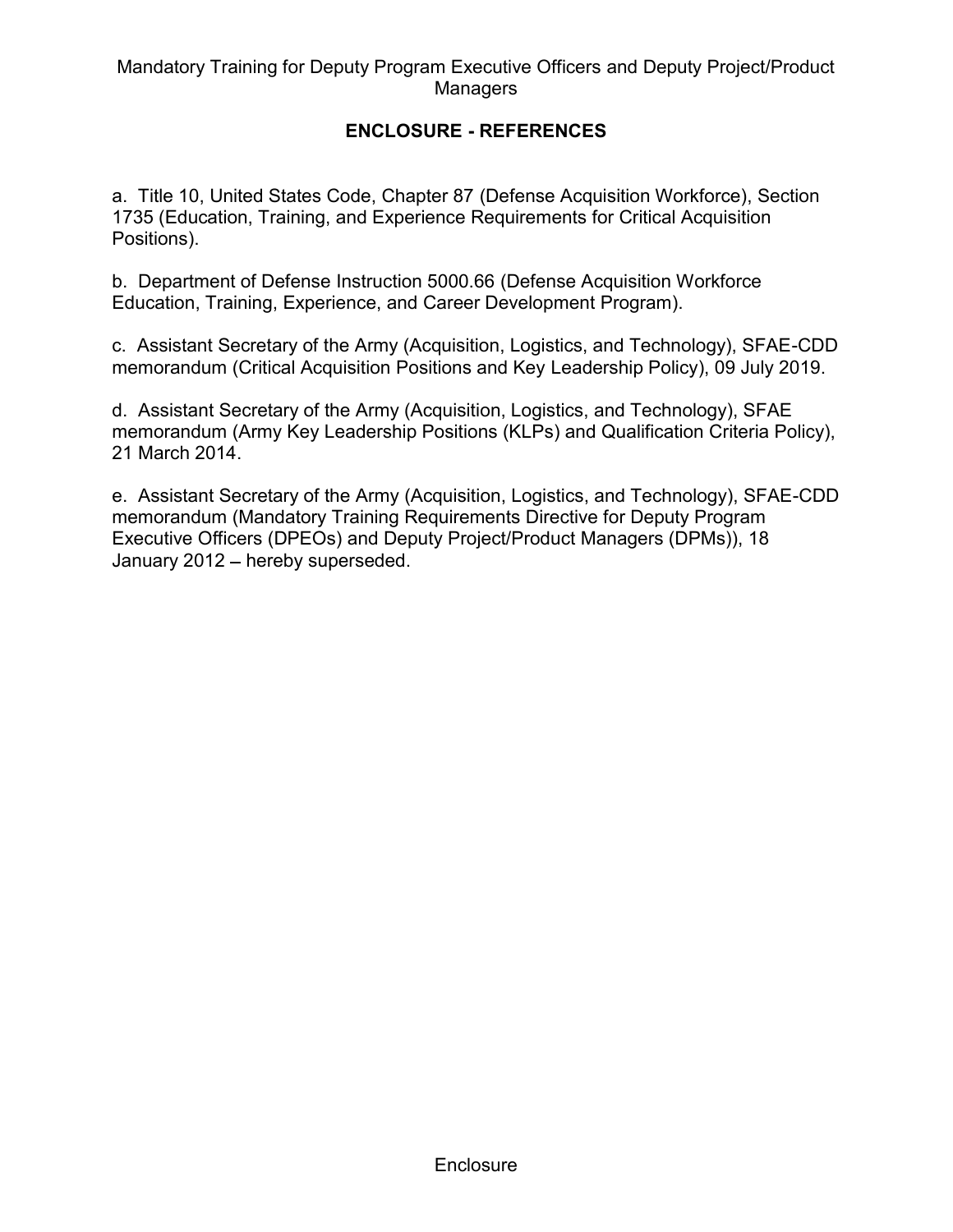Mandatory Training for Deputy Program Executive Officers and Deputy Project/Product Managers

## ENCLOSURE - REFERENCES

a. Title 10, United States Code, Chapter 87 (Defense Acquisition Workforce), Section 1735 (Education, Training, and Experience Requirements for Critical Acquisition Positions).

b. Department of Defense Instruction 5000.66 (Defense Acquisition Workforce Education, Training, Experience, and Career Development Program).

c. Assistant Secretary of the Army (Acquisition, Logistics, and Technology), SFAE-CDD memorandum (Critical Acquisition Positions and Key Leadership Policy), 09 July 2019.

d. Assistant Secretary of the Army (Acquisition, Logistics, and Technology), SFAE memorandum (Army Key Leadership Positions (KLPs) and Qualification Criteria Policy), 21 March 2014.

e. Assistant Secretary of the Army (Acquisition, Logistics, and Technology), SFAE-CDD memorandum (Mandatory Training Requirements Directive for Deputy Program Executive Officers (DPEOs) and Deputy Project/Product Managers (DPMs)), 18 January 2012 – hereby superseded.

Enclosure